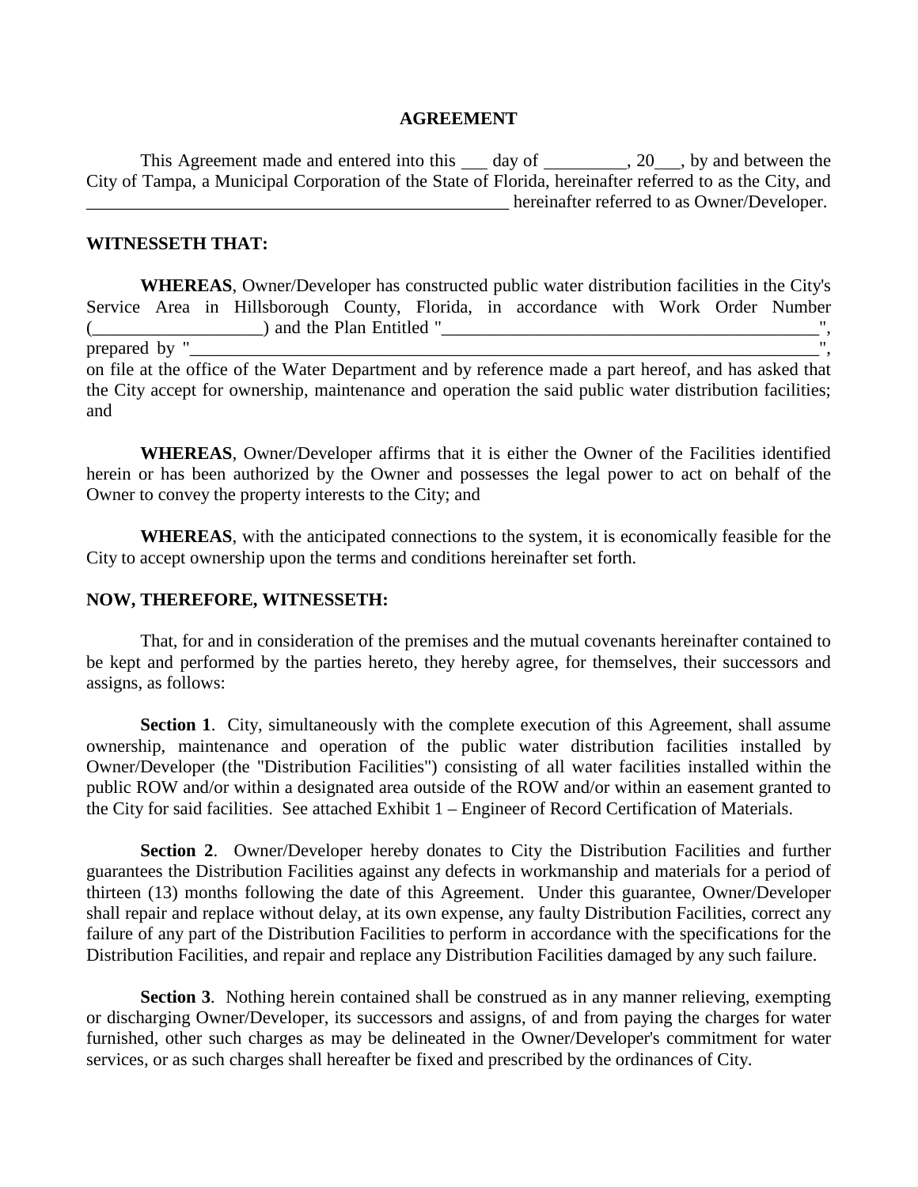# AGREEMENT

This Agreement made and entered into this ___ day of _________, 20___, by and between the City of Tampa, a Municipal Corporation of the State of Florida, hereinafter referred to as the City, and _________________________________________________ hereinafter referred to as Owner/Developer.

**WITNESSETH THAT:**

**WHEREAS**, Owner/Developer has constructed public water distribution facilities in the City's Service Area in Hillsborough County, Florida, in accordance with Work Order Number (___________________) and the Plan Entitled "____________________________________________", prepared by "________________________________________________________________________", on file at the office of the Water Department and by reference made a part hereof, and has asked that the City accept for ownership, maintenance and operation the said public water distribution facilities; and

**WHEREAS**, Owner/Developer affirms that it is either the Owner of the Facilities identified herein or has been authorized by the Owner and possesses the legal power to act on behalf of the Owner to convey the property interests to the City; and

**WHEREAS**, with the anticipated connections to the system, it is economically feasible for the City to accept ownership upon the terms and conditions hereinafter set forth.

**NOW, THEREFORE, WITNESSETH:**

That, for and in consideration of the premises and the mutual covenants hereinafter contained to be kept and performed by the parties hereto, they hereby agree, for themselves, their successors and assigns, as follows:

**Section 1**. City, simultaneously with the complete execution of this Agreement, shall assume ownership, maintenance and operation of the public water distribution facilities installed by Owner/Developer (the "Distribution Facilities") consisting of all water facilities installed within the public ROW and/or within a designated area outside of the ROW and/or within an easement granted to the City for said facilities. See attached Exhibit 1 – Engineer of Record Certification of Materials.

**Section 2**. Owner/Developer hereby donates to City the Distribution Facilities and further guarantees the Distribution Facilities against any defects in workmanship and materials for a period of thirteen (13) months following the date of this Agreement. Under this guarantee, Owner/Developer shall repair and replace without delay, at its own expense, any faulty Distribution Facilities, correct any failure of any part of the Distribution Facilities to perform in accordance with the specifications for the Distribution Facilities, and repair and replace any Distribution Facilities damaged by any such failure.

**Section 3**. Nothing herein contained shall be construed as in any manner relieving, exempting or discharging Owner/Developer, its successors and assigns, of and from paying the charges for water furnished, other such charges as may be delineated in the Owner/Developer's commitment for water services, or as such charges shall hereafter be fixed and prescribed by the ordinances of City.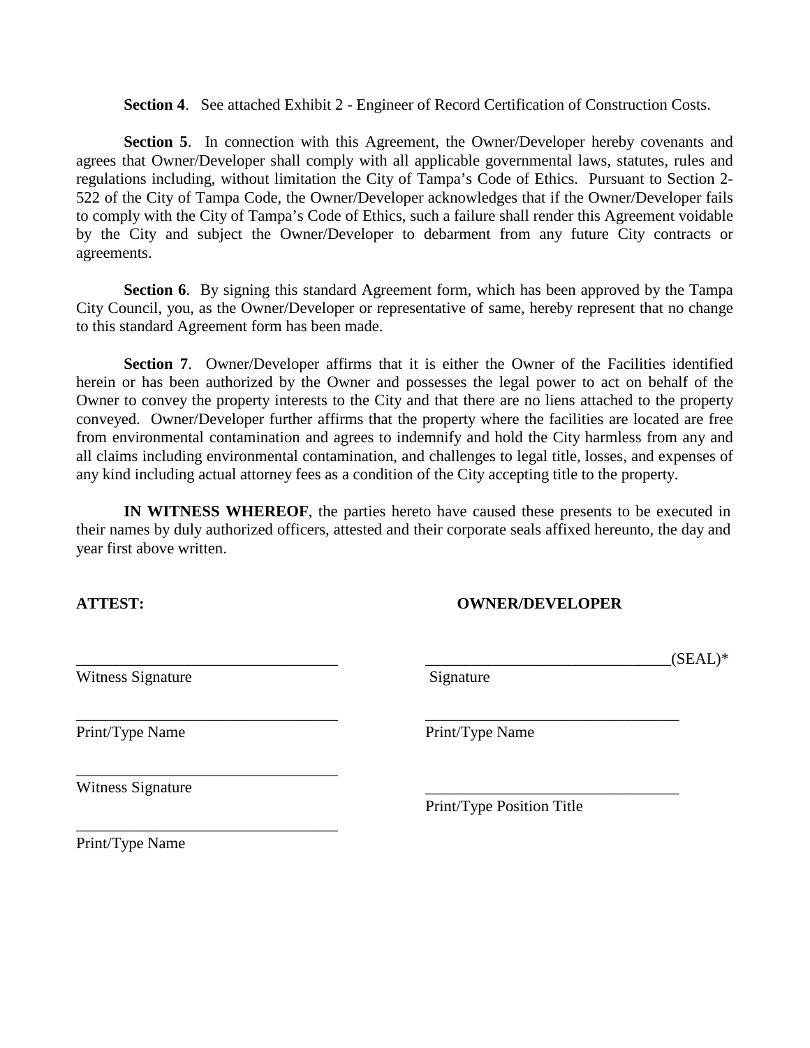**Section 4**. See attached Exhibit 2 - Engineer of Record Certification of Construction Costs.

**Section 5**. In connection with this Agreement, the Owner/Developer hereby covenants and agrees that Owner/Developer shall comply with all applicable governmental laws, statutes, rules and regulations including, without limitation the City of Tampa's Code of Ethics. Pursuant to Section 2-522 of the City of Tampa Code, the Owner/Developer acknowledges that if the Owner/Developer fails to comply with the City of Tampa's Code of Ethics, such a failure shall render this Agreement voidable by the City and subject the Owner/Developer to debarment from any future City contracts or agreements.

**Section 6**. By signing this standard Agreement form, which has been approved by the Tampa City Council, you, as the Owner/Developer or representative of same, hereby represent that no change to this standard Agreement form has been made.

**Section 7**. Owner/Developer affirms that it is either the Owner of the Facilities identified herein or has been authorized by the Owner and possesses the legal power to act on behalf of the Owner to convey the property interests to the City and that there are no liens attached to the property conveyed. Owner/Developer further affirms that the property where the facilities are located are free from environmental contamination and agrees to indemnify and hold the City harmless from any and all claims including environmental contamination, and challenges to legal title, losses, and expenses of any kind including actual attorney fees as a condition of the City accepting title to the property.

**IN WITNESS WHEREOF**, the parties hereto have caused these presents to be executed in their names by duly authorized officers, attested and their corporate seals affixed hereunto, the day and year first above written.

**ATTEST:** **OWNER/DEVELOPER**

_________________________________ _______________________________(SEAL)*
Witness Signature Signature

_________________________________ _________________________________
Print/Type Name Print/Type Name

_________________________________
Witness Signature

_________________________________
Print/Type Position Title

_________________________________
Print/Type Name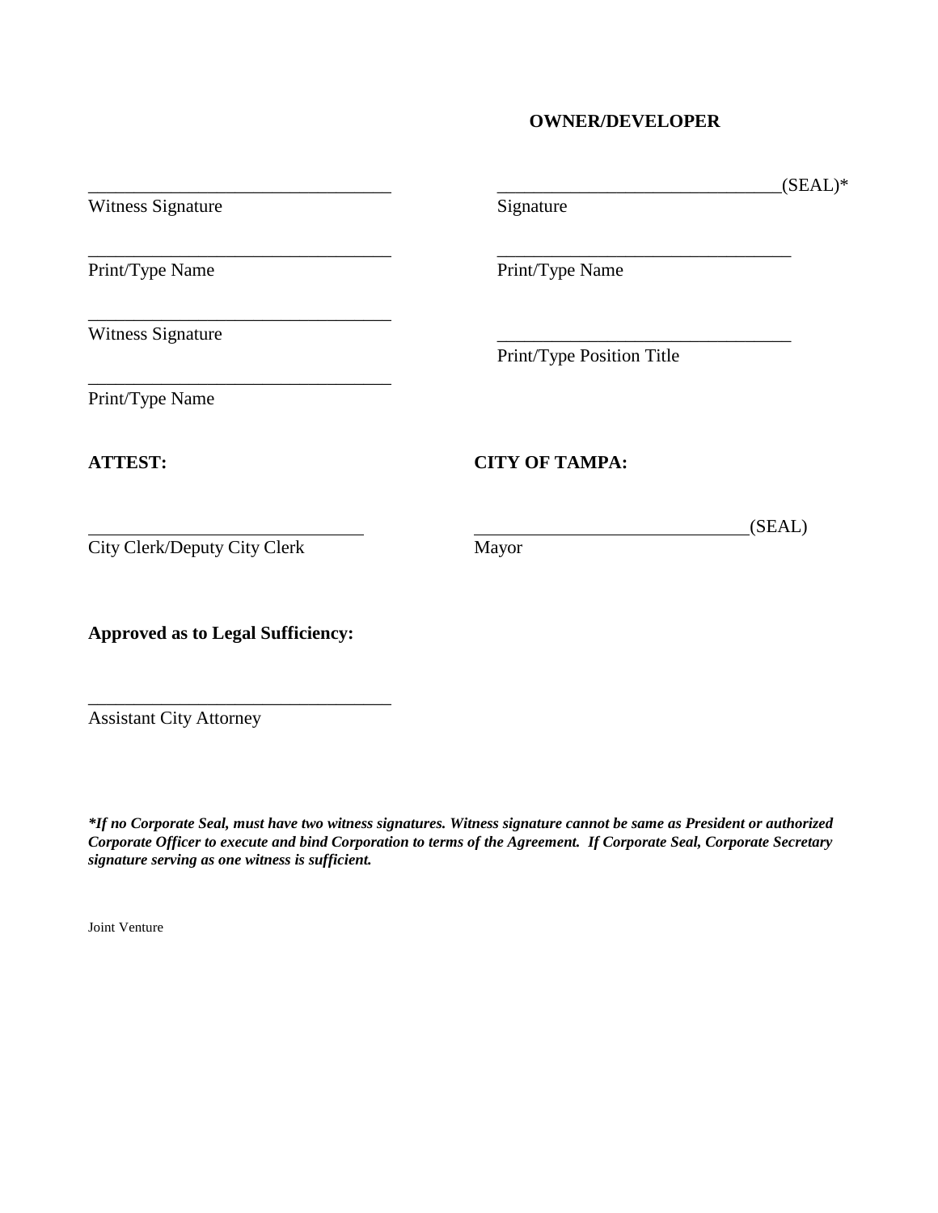**OWNER/DEVELOPER**

| | |
|---|---|
| ________________________________ | ________________________________(SEAL)* |
| Witness Signature | Signature |
| ________________________________ | ________________________________ |
| Print/Type Name | Print/Type Name |
| ________________________________ | ________________________________ |
| Witness Signature | Print/Type Position Title |
| ________________________________ | |
| Print/Type Name | |

| | |
|---|---|
| **ATTEST:** | **CITY OF TAMPA:** |
| ______________________________ | ______________________________(SEAL) |
| City Clerk/Deputy City Clerk | Mayor |

**Approved as to Legal Sufficiency:**

________________________________
Assistant City Attorney

***If no Corporate Seal, must have two witness signatures. Witness signature cannot be same as President or authorized Corporate Officer to execute and bind Corporation to terms of the Agreement. If Corporate Seal, Corporate Secretary signature serving as one witness is sufficient.***

Joint Venture